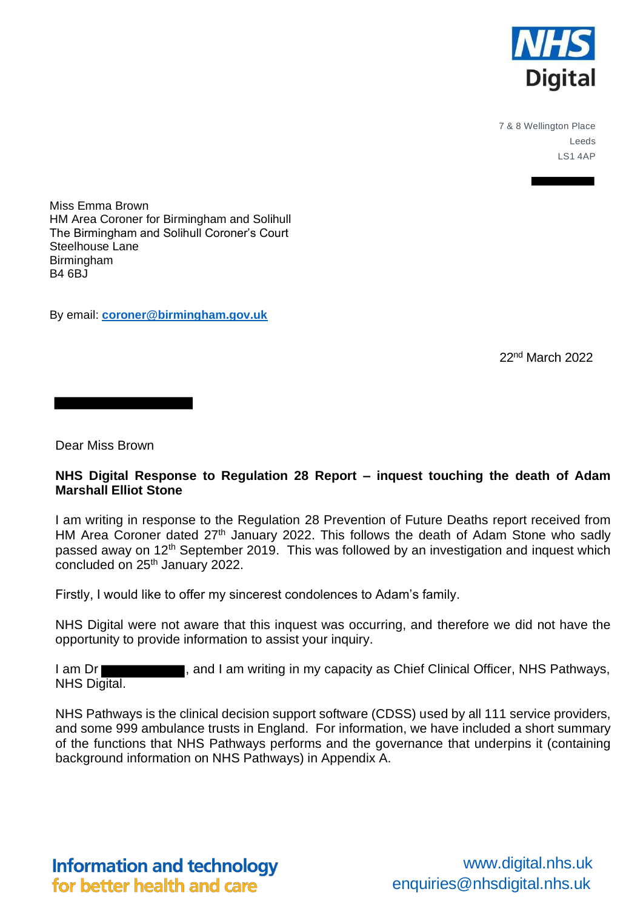NHS Digital

7 & 8 Wellington Place
Leeds
LS1 4AP

Miss Emma Brown
HM Area Coroner for Birmingham and Solihull
The Birmingham and Solihull Coroner's Court
Steelhouse Lane
Birmingham
B4 6BJ

By email: **coroner@birmingham.gov.uk**

22nd March 2022

Dear Miss Brown

**NHS Digital Response to Regulation 28 Report – inquest touching the death of Adam Marshall Elliot Stone**

I am writing in response to the Regulation 28 Prevention of Future Deaths report received from HM Area Coroner dated 27th January 2022. This follows the death of Adam Stone who sadly passed away on 12th September 2019. This was followed by an investigation and inquest which concluded on 25th January 2022.

Firstly, I would like to offer my sincerest condolences to Adam's family.

NHS Digital were not aware that this inquest was occurring, and therefore we did not have the opportunity to provide information to assist your inquiry.

I am Dr ██████, and I am writing in my capacity as Chief Clinical Officer, NHS Pathways, NHS Digital.

NHS Pathways is the clinical decision support software (CDSS) used by all 111 service providers, and some 999 ambulance trusts in England. For information, we have included a short summary of the functions that NHS Pathways performs and the governance that underpins it (containing background information on NHS Pathways) in Appendix A.

**Information and technology for better health and care**

www.digital.nhs.uk
enquiries@nhsdigital.nhs.uk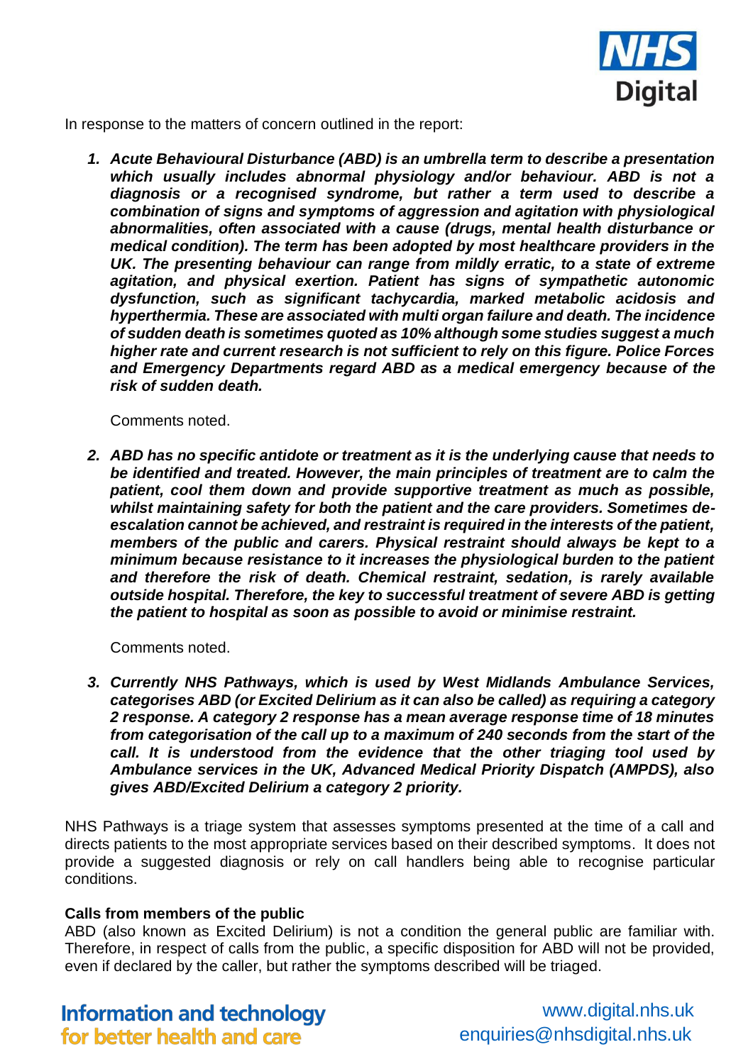In response to the matters of concern outlined in the report:

1. ***Acute Behavioural Disturbance (ABD) is an umbrella term to describe a presentation which usually includes abnormal physiology and/or behaviour. ABD is not a diagnosis or a recognised syndrome, but rather a term used to describe a combination of signs and symptoms of aggression and agitation with physiological abnormalities, often associated with a cause (drugs, mental health disturbance or medical condition). The term has been adopted by most healthcare providers in the UK. The presenting behaviour can range from mildly erratic, to a state of extreme agitation, and physical exertion. Patient has signs of sympathetic autonomic dysfunction, such as significant tachycardia, marked metabolic acidosis and hyperthermia. These are associated with multi organ failure and death. The incidence of sudden death is sometimes quoted as 10% although some studies suggest a much higher rate and current research is not sufficient to rely on this figure. Police Forces and Emergency Departments regard ABD as a medical emergency because of the risk of sudden death.***

   Comments noted.

2. ***ABD has no specific antidote or treatment as it is the underlying cause that needs to be identified and treated. However, the main principles of treatment are to calm the patient, cool them down and provide supportive treatment as much as possible, whilst maintaining safety for both the patient and the care providers. Sometimes de-escalation cannot be achieved, and restraint is required in the interests of the patient, members of the public and carers. Physical restraint should always be kept to a minimum because resistance to it increases the physiological burden to the patient and therefore the risk of death. Chemical restraint, sedation, is rarely available outside hospital. Therefore, the key to successful treatment of severe ABD is getting the patient to hospital as soon as possible to avoid or minimise restraint.***

   Comments noted.

3. ***Currently NHS Pathways, which is used by West Midlands Ambulance Services, categorises ABD (or Excited Delirium as it can also be called) as requiring a category 2 response. A category 2 response has a mean average response time of 18 minutes from categorisation of the call up to a maximum of 240 seconds from the start of the call. It is understood from the evidence that the other triaging tool used by Ambulance services in the UK, Advanced Medical Priority Dispatch (AMPDS), also gives ABD/Excited Delirium a category 2 priority.***

NHS Pathways is a triage system that assesses symptoms presented at the time of a call and directs patients to the most appropriate services based on their described symptoms. It does not provide a suggested diagnosis or rely on call handlers being able to recognise particular conditions.

**Calls from members of the public**

ABD (also known as Excited Delirium) is not a condition the general public are familiar with. Therefore, in respect of calls from the public, a specific disposition for ABD will not be provided, even if declared by the caller, but rather the symptoms described will be triaged.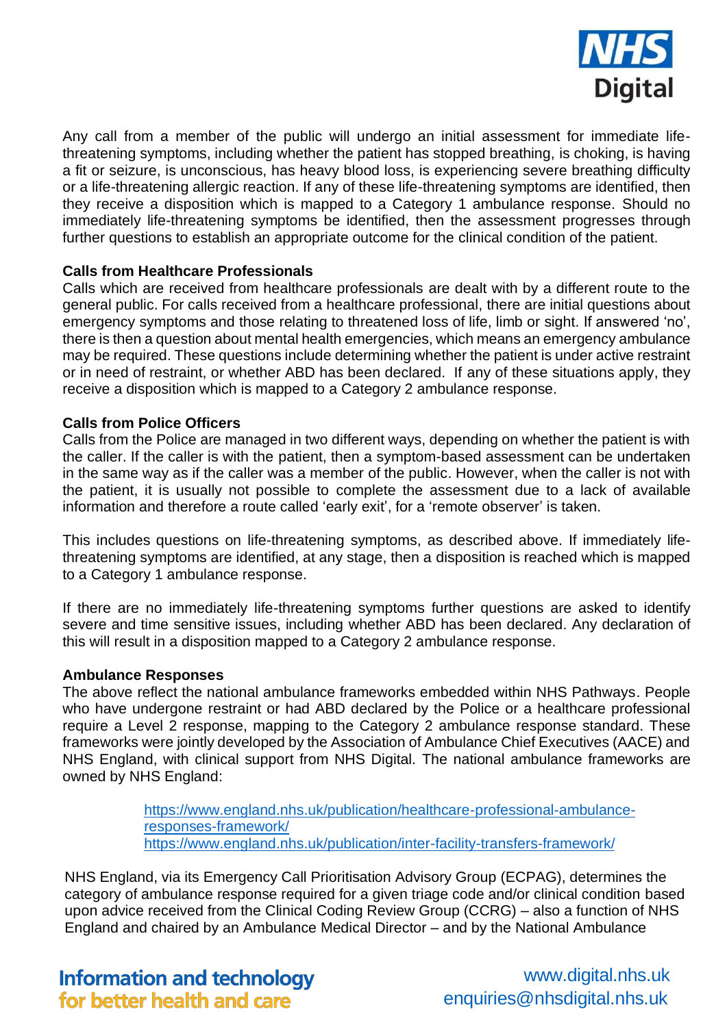Any call from a member of the public will undergo an initial assessment for immediate life-threatening symptoms, including whether the patient has stopped breathing, is choking, is having a fit or seizure, is unconscious, has heavy blood loss, is experiencing severe breathing difficulty or a life-threatening allergic reaction. If any of these life-threatening symptoms are identified, then they receive a disposition which is mapped to a Category 1 ambulance response. Should no immediately life-threatening symptoms be identified, then the assessment progresses through further questions to establish an appropriate outcome for the clinical condition of the patient.

**Calls from Healthcare Professionals**
Calls which are received from healthcare professionals are dealt with by a different route to the general public. For calls received from a healthcare professional, there are initial questions about emergency symptoms and those relating to threatened loss of life, limb or sight. If answered 'no', there is then a question about mental health emergencies, which means an emergency ambulance may be required. These questions include determining whether the patient is under active restraint or in need of restraint, or whether ABD has been declared. If any of these situations apply, they receive a disposition which is mapped to a Category 2 ambulance response.

**Calls from Police Officers**
Calls from the Police are managed in two different ways, depending on whether the patient is with the caller. If the caller is with the patient, then a symptom-based assessment can be undertaken in the same way as if the caller was a member of the public. However, when the caller is not with the patient, it is usually not possible to complete the assessment due to a lack of available information and therefore a route called 'early exit', for a 'remote observer' is taken.

This includes questions on life-threatening symptoms, as described above. If immediately life-threatening symptoms are identified, at any stage, then a disposition is reached which is mapped to a Category 1 ambulance response.

If there are no immediately life-threatening symptoms further questions are asked to identify severe and time sensitive issues, including whether ABD has been declared. Any declaration of this will result in a disposition mapped to a Category 2 ambulance response.

**Ambulance Responses**
The above reflect the national ambulance frameworks embedded within NHS Pathways. People who have undergone restraint or had ABD declared by the Police or a healthcare professional require a Level 2 response, mapping to the Category 2 ambulance response standard. These frameworks were jointly developed by the Association of Ambulance Chief Executives (AACE) and NHS England, with clinical support from NHS Digital. The national ambulance frameworks are owned by NHS England:

> https://www.england.nhs.uk/publication/healthcare-professional-ambulance-responses-framework/
> https://www.england.nhs.uk/publication/inter-facility-transfers-framework/

NHS England, via its Emergency Call Prioritisation Advisory Group (ECPAG), determines the category of ambulance response required for a given triage code and/or clinical condition based upon advice received from the Clinical Coding Review Group (CCRG) – also a function of NHS England and chaired by an Ambulance Medical Director – and by the National Ambulance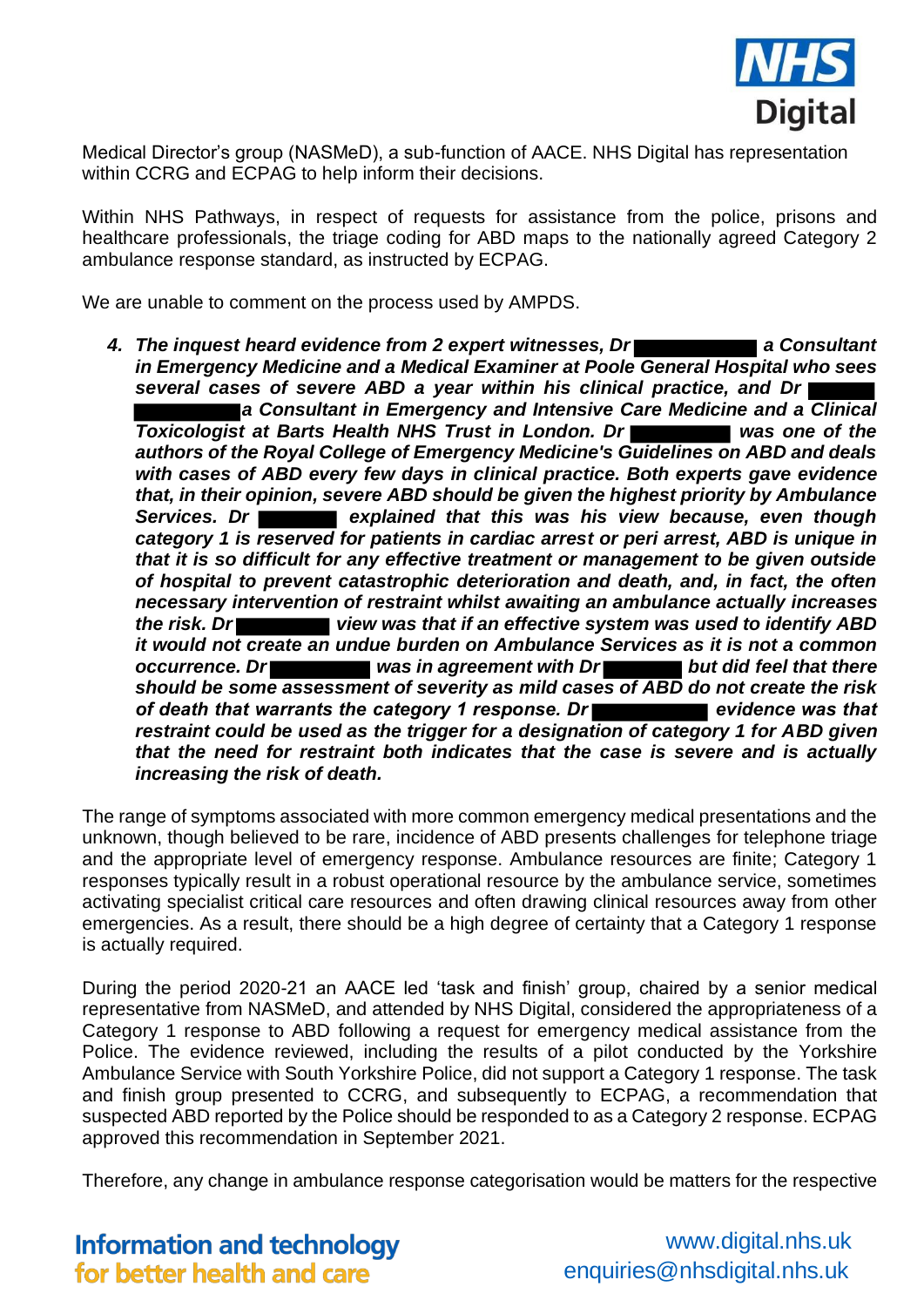Medical Director's group (NASMeD), a sub-function of AACE. NHS Digital has representation within CCRG and ECPAG to help inform their decisions.

Within NHS Pathways, in respect of requests for assistance from the police, prisons and healthcare professionals, the triage coding for ABD maps to the nationally agreed Category 2 ambulance response standard, as instructed by ECPAG.

We are unable to comment on the process used by AMPDS.

4. ***The inquest heard evidence from 2 expert witnesses, Dr ██████ a Consultant in Emergency Medicine and a Medical Examiner at Poole General Hospital who sees several cases of severe ABD a year within his clinical practice, and Dr ██████ a Consultant in Emergency and Intensive Care Medicine and a Clinical Toxicologist at Barts Health NHS Trust in London. Dr ██████ was one of the authors of the Royal College of Emergency Medicine's Guidelines on ABD and deals with cases of ABD every few days in clinical practice. Both experts gave evidence that, in their opinion, severe ABD should be given the highest priority by Ambulance Services. Dr ██████ explained that this was his view because, even though category 1 is reserved for patients in cardiac arrest or peri arrest, ABD is unique in that it is so difficult for any effective treatment or management to be given outside of hospital to prevent catastrophic deterioration and death, and, in fact, the often necessary intervention of restraint whilst awaiting an ambulance actually increases the risk. Dr ██████ view was that if an effective system was used to identify ABD it would not create an undue burden on Ambulance Services as it is not a common occurrence. Dr ██████ was in agreement with Dr ██████ but did feel that there should be some assessment of severity as mild cases of ABD do not create the risk of death that warrants the category 1 response. Dr ██████ evidence was that restraint could be used as the trigger for a designation of category 1 for ABD given that the need for restraint both indicates that the case is severe and is actually increasing the risk of death.***

The range of symptoms associated with more common emergency medical presentations and the unknown, though believed to be rare, incidence of ABD presents challenges for telephone triage and the appropriate level of emergency response. Ambulance resources are finite; Category 1 responses typically result in a robust operational resource by the ambulance service, sometimes activating specialist critical care resources and often drawing clinical resources away from other emergencies. As a result, there should be a high degree of certainty that a Category 1 response is actually required.

During the period 2020-21 an AACE led 'task and finish' group, chaired by a senior medical representative from NASMeD, and attended by NHS Digital, considered the appropriateness of a Category 1 response to ABD following a request for emergency medical assistance from the Police. The evidence reviewed, including the results of a pilot conducted by the Yorkshire Ambulance Service with South Yorkshire Police, did not support a Category 1 response. The task and finish group presented to CCRG, and subsequently to ECPAG, a recommendation that suspected ABD reported by the Police should be responded to as a Category 2 response. ECPAG approved this recommendation in September 2021.

Therefore, any change in ambulance response categorisation would be matters for the respective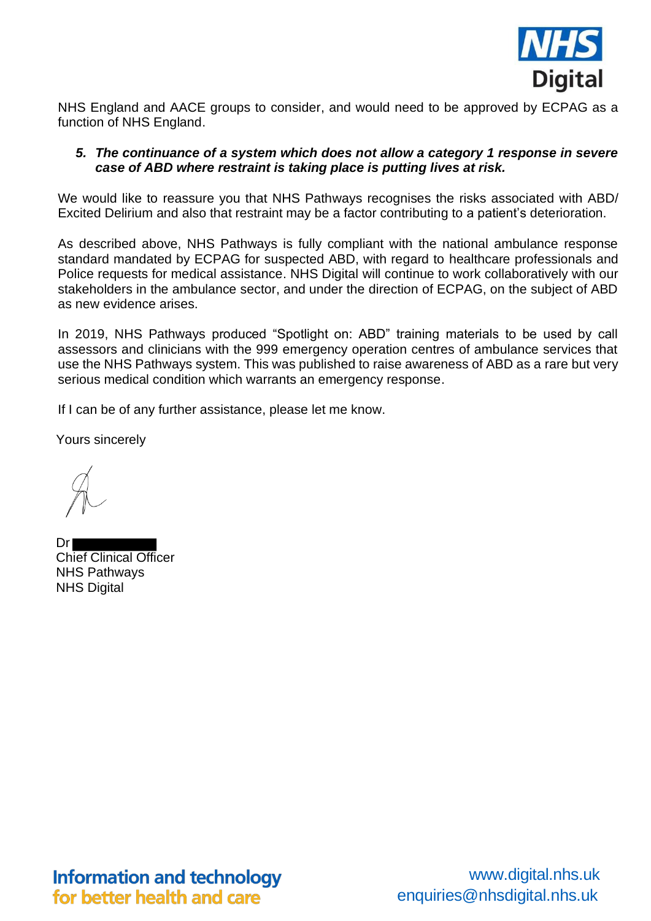NHS England and AACE groups to consider, and would need to be approved by ECPAG as a function of NHS England.

5. ***The continuance of a system which does not allow a category 1 response in severe case of ABD where restraint is taking place is putting lives at risk.***

We would like to reassure you that NHS Pathways recognises the risks associated with ABD/ Excited Delirium and also that restraint may be a factor contributing to a patient's deterioration.

As described above, NHS Pathways is fully compliant with the national ambulance response standard mandated by ECPAG for suspected ABD, with regard to healthcare professionals and Police requests for medical assistance. NHS Digital will continue to work collaboratively with our stakeholders in the ambulance sector, and under the direction of ECPAG, on the subject of ABD as new evidence arises.

In 2019, NHS Pathways produced "Spotlight on: ABD" training materials to be used by call assessors and clinicians with the 999 emergency operation centres of ambulance services that use the NHS Pathways system. This was published to raise awareness of ABD as a rare but very serious medical condition which warrants an emergency response.

If I can be of any further assistance, please let me know.

Yours sincerely

Dr ██████████
Chief Clinical Officer
NHS Pathways
NHS Digital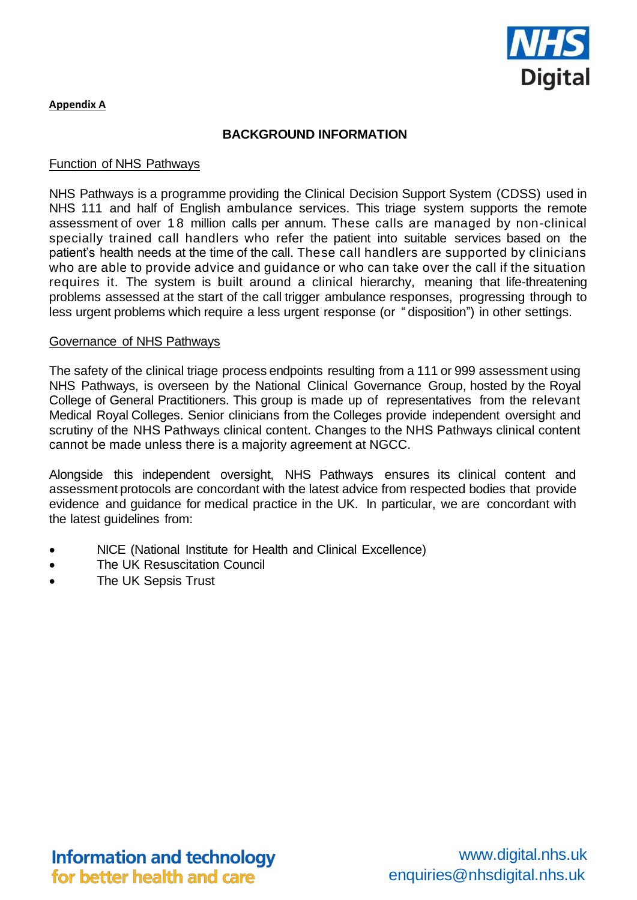**Appendix A**

## BACKGROUND INFORMATION

### Function of NHS Pathways

NHS Pathways is a programme providing the Clinical Decision Support System (CDSS) used in NHS 111 and half of English ambulance services. This triage system supports the remote assessment of over 18 million calls per annum. These calls are managed by non-clinical specially trained call handlers who refer the patient into suitable services based on the patient's health needs at the time of the call. These call handlers are supported by clinicians who are able to provide advice and guidance or who can take over the call if the situation requires it. The system is built around a clinical hierarchy, meaning that life-threatening problems assessed at the start of the call trigger ambulance responses, progressing through to less urgent problems which require a less urgent response (or "disposition") in other settings.

### Governance of NHS Pathways

The safety of the clinical triage process endpoints resulting from a 111 or 999 assessment using NHS Pathways, is overseen by the National Clinical Governance Group, hosted by the Royal College of General Practitioners. This group is made up of representatives from the relevant Medical Royal Colleges. Senior clinicians from the Colleges provide independent oversight and scrutiny of the NHS Pathways clinical content. Changes to the NHS Pathways clinical content cannot be made unless there is a majority agreement at NGCC.

Alongside this independent oversight, NHS Pathways ensures its clinical content and assessment protocols are concordant with the latest advice from respected bodies that provide evidence and guidance for medical practice in the UK. In particular, we are concordant with the latest guidelines from:

- NICE (National Institute for Health and Clinical Excellence)
- The UK Resuscitation Council
- The UK Sepsis Trust